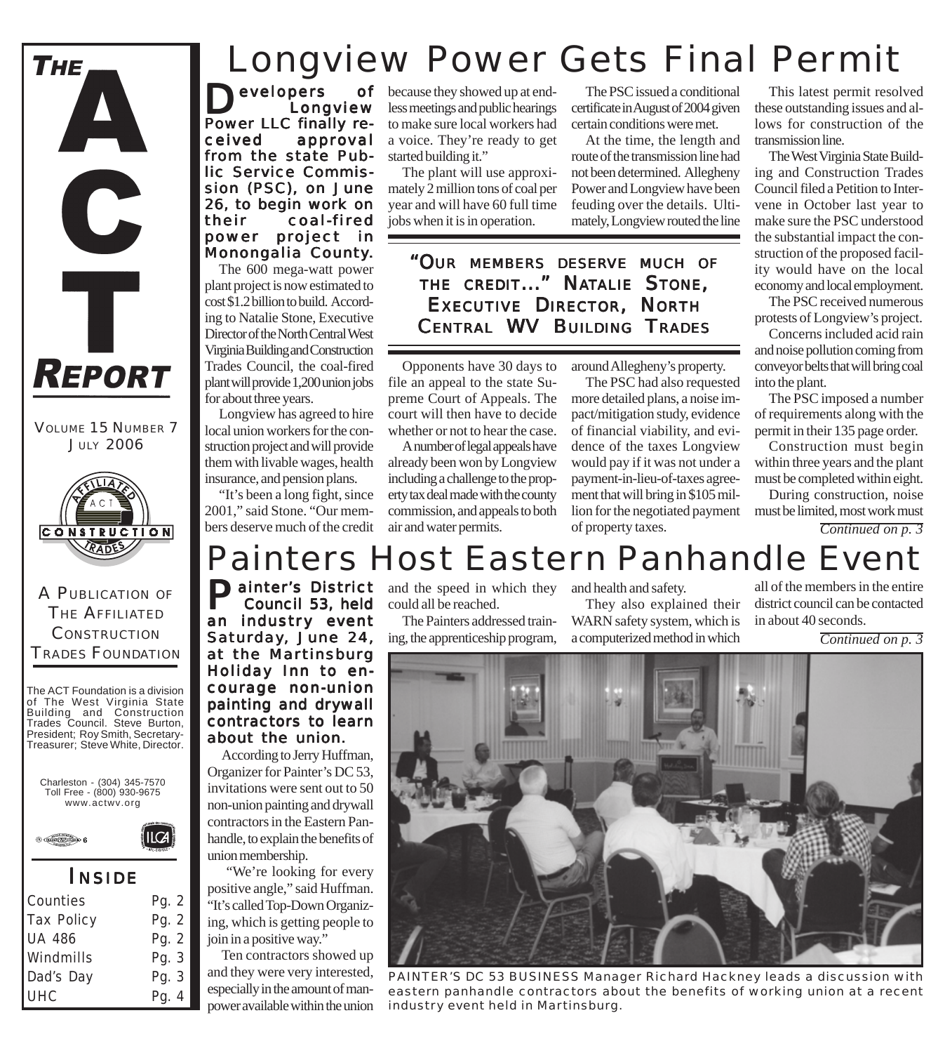# THE ACT REPORT

VOLUME 15 NUMBER 7
JULY 2006

A PUBLICATION OF THE AFFILIATED CONSTRUCTION TRADES FOUNDATION

The ACT Foundation is a division of The West Virginia State Building and Construction Trades Council. Steve Burton, President; Roy Smith, Secretary-Treasurer; Steve White, Director.

Charleston - (304) 345-7570
Toll Free - (800) 930-9675
www.actwv.org

## INSIDE

| | |
|---|---|
| Counties | Pg. 2 |
| Tax Policy | Pg. 2 |
| UA 486 | Pg. 2 |
| Windmills | Pg. 3 |
| Dad's Day | Pg. 3 |
| UHC | Pg. 4 |

# Longview Power Gets Final Permit

**Developers of Longview Power LLC finally received approval from the state Public Service Commission (PSC), on June 26, to begin work on their coal-fired power project in Monongalia County.**

The 600 mega-watt power plant project is now estimated to cost $1.2 billion to build. According to Natalie Stone, Executive Director of the North Central West Virginia Building and Construction Trades Council, the coal-fired plant will provide 1,200 union jobs for about three years.

Longview has agreed to hire local union workers for the construction project and will provide them with livable wages, health insurance, and pension plans.

"It's been a long fight, since 2001," said Stone. "Our members deserve much of the credit because they showed up at endless meetings and public hearings to make sure local workers had a voice. They're ready to get started building it."

The plant will use approximately 2 million tons of coal per year and will have 60 full time jobs when it is in operation.

> **"OUR MEMBERS DESERVE MUCH OF THE CREDIT..." NATALIE STONE, EXECUTIVE DIRECTOR, NORTH CENTRAL WV BUILDING TRADES**

Opponents have 30 days to file an appeal to the state Supreme Court of Appeals. The court will then have to decide whether or not to hear the case.

A number of legal appeals have already been won by Longview including a challenge to the property tax deal made with the county commission, and appeals to both air and water permits.

The PSC issued a conditional certificate in August of 2004 given certain conditions were met.

At the time, the length and route of the transmission line had not been determined. Allegheny Power and Longview have been feuding over the details. Ultimately, Longview routed the line around Allegheny's property.

The PSC had also requested more detailed plans, a noise impact/mitigation study, evidence of financial viability, and evidence of the taxes Longview would pay if it was not under a payment-in-lieu-of-taxes agreement that will bring in $105 million for the negotiated payment of property taxes.

This latest permit resolved these outstanding issues and allows for construction of the transmission line.

The West Virginia State Building and Construction Trades Council filed a Petition to Intervene in October last year to make sure the PSC understood the substantial impact the construction of the proposed facility would have on the local economy and local employment.

The PSC received numerous protests of Longview's project.

Concerns included acid rain and noise pollution coming from conveyor belts that will bring coal into the plant.

The PSC imposed a number of requirements along with the permit in their 135 page order.

Construction must begin within three years and the plant must be completed within eight.

During construction, noise must be limited, most work must

*Continued on p. 3*

# Painters Host Eastern Panhandle Event

**Painter's District Council 53, held an industry event Saturday, June 24, at the Martinsburg Holiday Inn to encourage non-union painting and drywall contractors to learn about the union.**

According to Jerry Huffman, Organizer for Painter's DC 53, invitations were sent out to 50 non-union painting and drywall contractors in the Eastern Panhandle, to explain the benefits of union membership.

"We're looking for every positive angle," said Huffman. "It's called Top-Down Organizing, which is getting people to join in a positive way."

Ten contractors showed up and they were very interested, especially in the amount of manpower available within the union and the speed in which they could all be reached.

The Painters addressed training, the apprenticeship program, and health and safety.

They also explained their WARN safety system, which is a computerized method in which all of the members in the entire district council can be contacted in about 40 seconds.

*Continued on p. 3*

PAINTER'S DC 53 BUSINESS Manager Richard Hackney leads a discussion with eastern panhandle contractors about the benefits of working union at a recent industry event held in Martinsburg.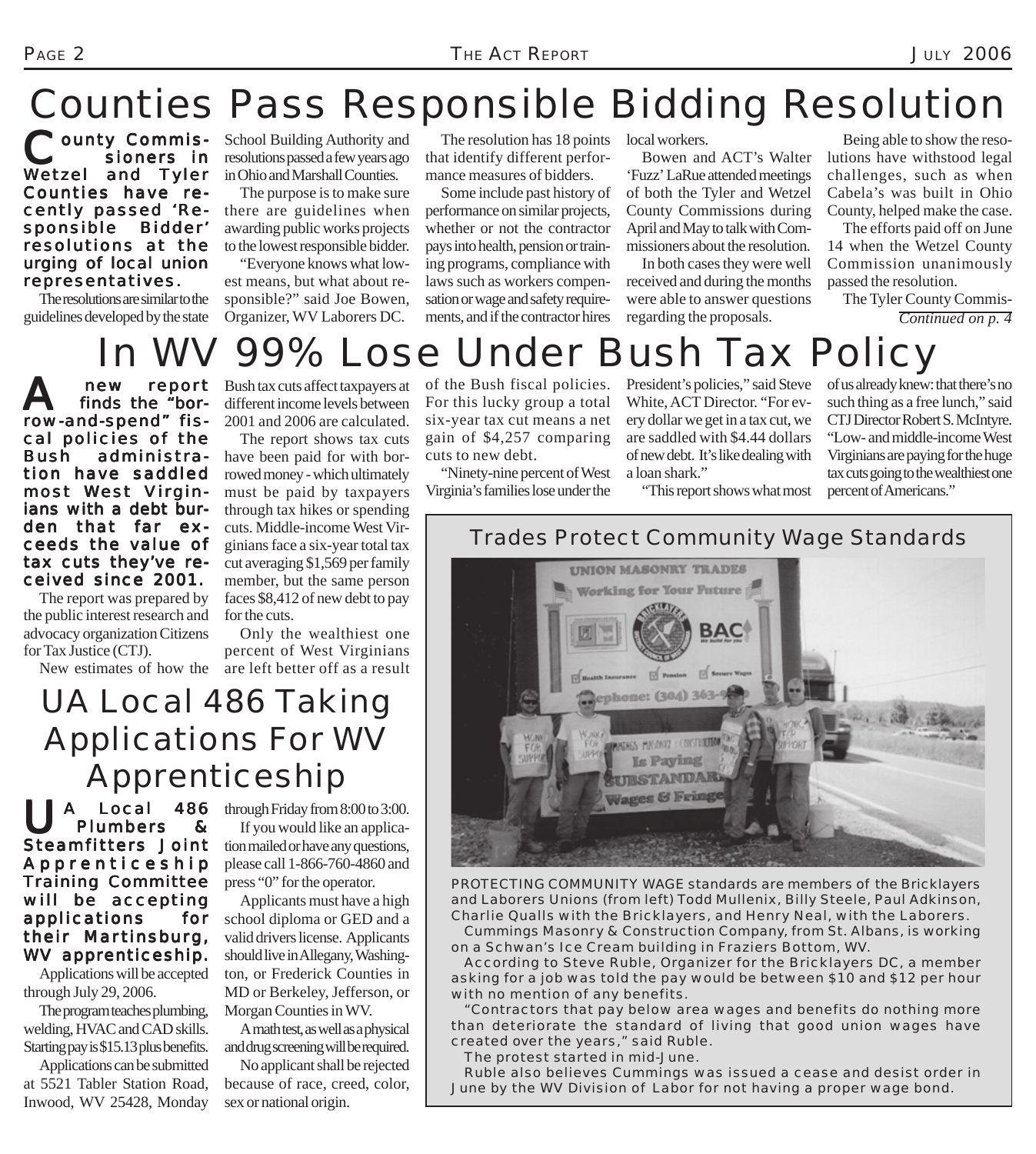# Counties Pass Responsible Bidding Resolution

**County Commissioners in Wetzel and Tyler Counties have recently passed 'Responsible Bidder' resolutions at the urging of local union representatives.**

The resolutions are similar to the guidelines developed by the state School Building Authority and resolutions passed a few years ago in Ohio and Marshall Counties.

The purpose is to make sure there are guidelines when awarding public works projects to the lowest responsible bidder.

"Everyone knows what lowest means, but what about responsible?" said Joe Bowen, Organizer, WV Laborers DC.

The resolution has 18 points that identify different performance measures of bidders.

Some include past history of performance on similar projects, whether or not the contractor pays into health, pension or training programs, compliance with laws such as workers compensation or wage and safety requirements, and if the contractor hires local workers.

Bowen and ACT's Walter 'Fuzz' LaRue attended meetings of both the Tyler and Wetzel County Commissions during April and May to talk with Commissioners about the resolution.

In both cases they were well received and during the months were able to answer questions regarding the proposals.

Being able to show the resolutions have withstood legal challenges, such as when Cabela's was built in Ohio County, helped make the case.

The efforts paid off on June 14 when the Wetzel County Commission unanimously passed the resolution.

The Tyler County Commis-

*Continued on p. 4*

# In WV 99% Lose Under Bush Tax Policy

**A new report finds the "borrow-and-spend" fiscal policies of the Bush administration have saddled most West Virginians with a debt burden that far exceeds the value of tax cuts they've received since 2001.**

The report was prepared by the public interest research and advocacy organization Citizens for Tax Justice (CTJ).

New estimates of how the Bush tax cuts affect taxpayers at different income levels between 2001 and 2006 are calculated.

The report shows tax cuts have been paid for with borrowed money - which ultimately must be paid by taxpayers through tax hikes or spending cuts. Middle-income West Virginians face a six-year total tax cut averaging $1,569 per family member, but the same person faces $8,412 of new debt to pay for the cuts.

Only the wealthiest one percent of West Virginians are left better off as a result of the Bush fiscal policies. For this lucky group a total six-year tax cut means a net gain of $4,257 comparing cuts to new debt.

"Ninety-nine percent of West Virginia's families lose under the President's policies," said Steve White, ACT Director. "For every dollar we get in a tax cut, we are saddled with $4.44 dollars of new debt. It's like dealing with a loan shark."

"This report shows what most of us already knew: that there's no such thing as a free lunch," said CTJ Director Robert S. McIntyre. "Low- and middle-income West Virginians are paying for the huge tax cuts going to the wealthiest one percent of Americans."

# UA Local 486 Taking Applications For WV Apprenticeship

**UA Local 486 Plumbers & Steamfitters Joint Apprenticeship Training Committee will be accepting applications for their Martinsburg, WV apprenticeship.**

Applications will be accepted through July 29, 2006.

The program teaches plumbing, welding, HVAC and CAD skills. Starting pay is $15.13 plus benefits.

Applications can be submitted at 5521 Tabler Station Road, Inwood, WV 25428, Monday through Friday from 8:00 to 3:00.

If you would like an application mailed or have any questions, please call 1-866-760-4860 and press "0" for the operator.

Applicants must have a high school diploma or GED and a valid drivers license. Applicants should live in Allegany, Washington, or Frederick Counties in MD or Berkeley, Jefferson, or Morgan Counties in WV.

A math test, as well as a physical and drug screening will be required.

No applicant shall be rejected because of race, creed, color, sex or national origin.

## Trades Protect Community Wage Standards

PROTECTING COMMUNITY WAGE standards are members of the Bricklayers and Laborers Unions (from left) Todd Mullenix, Billy Steele, Paul Adkinson, Charlie Qualls with the Bricklayers, and Henry Neal, with the Laborers.

Cummings Masonry & Construction Company, from St. Albans, is working on a Schwan's Ice Cream building in Fraziers Bottom, WV.

According to Steve Ruble, Organizer for the Bricklayers DC, a member asking for a job was told the pay would be between $10 and $12 per hour with no mention of any benefits.

"Contractors that pay below area wages and benefits do nothing more than deteriorate the standard of living that good union wages have created over the years," said Ruble.

The protest started in mid-June.

Ruble also believes Cummings was issued a cease and desist order in June by the WV Division of Labor for not having a proper wage bond.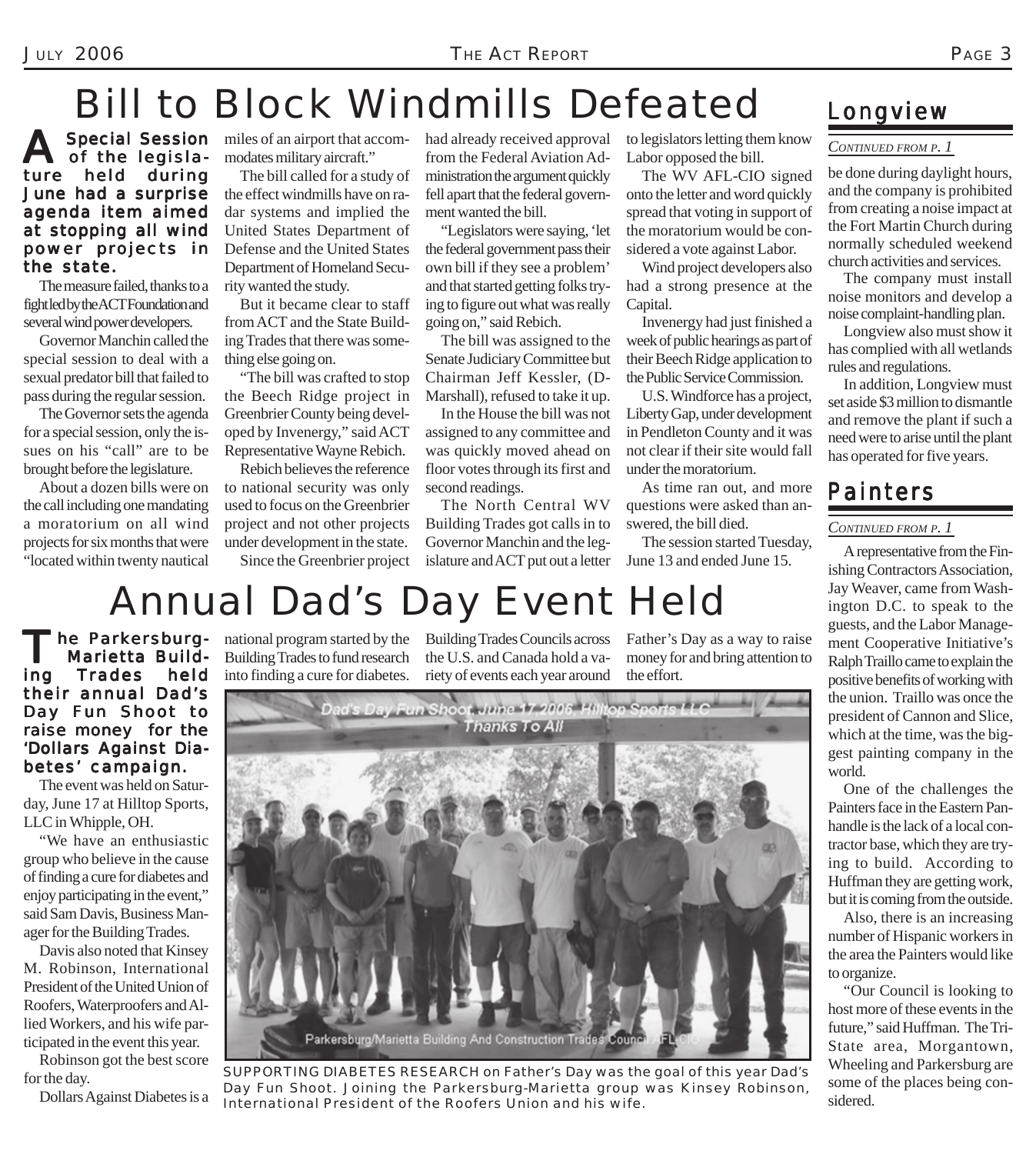# Bill to Block Windmills Defeated

**A Special Session of the legislature held during June had a surprise agenda item aimed at stopping all wind power projects in the state.**

The measure failed, thanks to a fight led by the ACT Foundation and several wind power developers.

Governor Manchin called the special session to deal with a sexual predator bill that failed to pass during the regular session.

The Governor sets the agenda for a special session, only the issues on his "call" are to be brought before the legislature.

About a dozen bills were on the call including one mandating a moratorium on all wind projects for six months that were "located within twenty nautical miles of an airport that accommodates military aircraft."

The bill called for a study of the effect windmills have on radar systems and implied the United States Department of Defense and the United States Department of Homeland Security wanted the study.

But it became clear to staff from ACT and the State Building Trades that there was something else going on.

"The bill was crafted to stop the Beech Ridge project in Greenbrier County being developed by Invenergy," said ACT Representative Wayne Rebich.

Rebich believes the reference to national security was only used to focus on the Greenbrier project and not other projects under development in the state.

Since the Greenbrier project had already received approval from the Federal Aviation Administration the argument quickly fell apart that the federal government wanted the bill.

"Legislators were saying, 'let the federal government pass their own bill if they see a problem' and that started getting folks trying to figure out what was really going on," said Rebich.

The bill was assigned to the Senate Judiciary Committee but Chairman Jeff Kessler, (D-Marshall), refused to take it up.

In the House the bill was not assigned to any committee and was quickly moved ahead on floor votes through its first and second readings.

The North Central WV Building Trades got calls in to Governor Manchin and the legislature and ACT put out a letter to legislators letting them know Labor opposed the bill.

The WV AFL-CIO signed onto the letter and word quickly spread that voting in support of the moratorium would be considered a vote against Labor.

Wind project developers also had a strong presence at the Capital.

Invenergy had just finished a week of public hearings as part of their Beech Ridge application to the Public Service Commission.

U.S. Windforce has a project, Liberty Gap, under development in Pendleton County and it was not clear if their site would fall under the moratorium.

As time ran out, and more questions were asked than answered, the bill died.

The session started Tuesday, June 13 and ended June 15.

# Annual Dad's Day Event Held

**The Parkersburg-Marietta Building Trades held their annual Dad's Day Fun Shoot to raise money for the 'Dollars Against Diabetes' campaign.**

The event was held on Saturday, June 17 at Hilltop Sports, LLC in Whipple, OH.

"We have an enthusiastic group who believe in the cause of finding a cure for diabetes and enjoy participating in the event," said Sam Davis, Business Manager for the Building Trades.

Davis also noted that Kinsey M. Robinson, International President of the United Union of Roofers, Waterproofers and Allied Workers, and his wife participated in the event this year.

Robinson got the best score for the day.

Dollars Against Diabetes is a national program started by the Building Trades to fund research into finding a cure for diabetes. Building Trades Councils across the U.S. and Canada hold a variety of events each year around Father's Day as a way to raise money for and bring attention to the effort.

SUPPORTING DIABETES RESEARCH on Father's Day was the goal of this year Dad's Day Fun Shoot. Joining the Parkersburg-Marietta group was Kinsey Robinson, International President of the Roofers Union and his wife.

## Longview

*CONTINUED FROM P. 1*

be done during daylight hours, and the company is prohibited from creating a noise impact at the Fort Martin Church during normally scheduled weekend church activities and services.

The company must install noise monitors and develop a noise complaint-handling plan.

Longview also must show it has complied with all wetlands rules and regulations.

In addition, Longview must set aside $3 million to dismantle and remove the plant if such a need were to arise until the plant has operated for five years.

## Painters

*CONTINUED FROM P. 1*

A representative from the Finishing Contractors Association, Jay Weaver, came from Washington D.C. to speak to the guests, and the Labor Management Cooperative Initiative's Ralph Traillo came to explain the positive benefits of working with the union. Traillo was once the president of Cannon and Slice, which at the time, was the biggest painting company in the world.

One of the challenges the Painters face in the Eastern Panhandle is the lack of a local contractor base, which they are trying to build. According to Huffman they are getting work, but it is coming from the outside.

Also, there is an increasing number of Hispanic workers in the area the Painters would like to organize.

"Our Council is looking to host more of these events in the future," said Huffman. The Tri-State area, Morgantown, Wheeling and Parkersburg are some of the places being considered.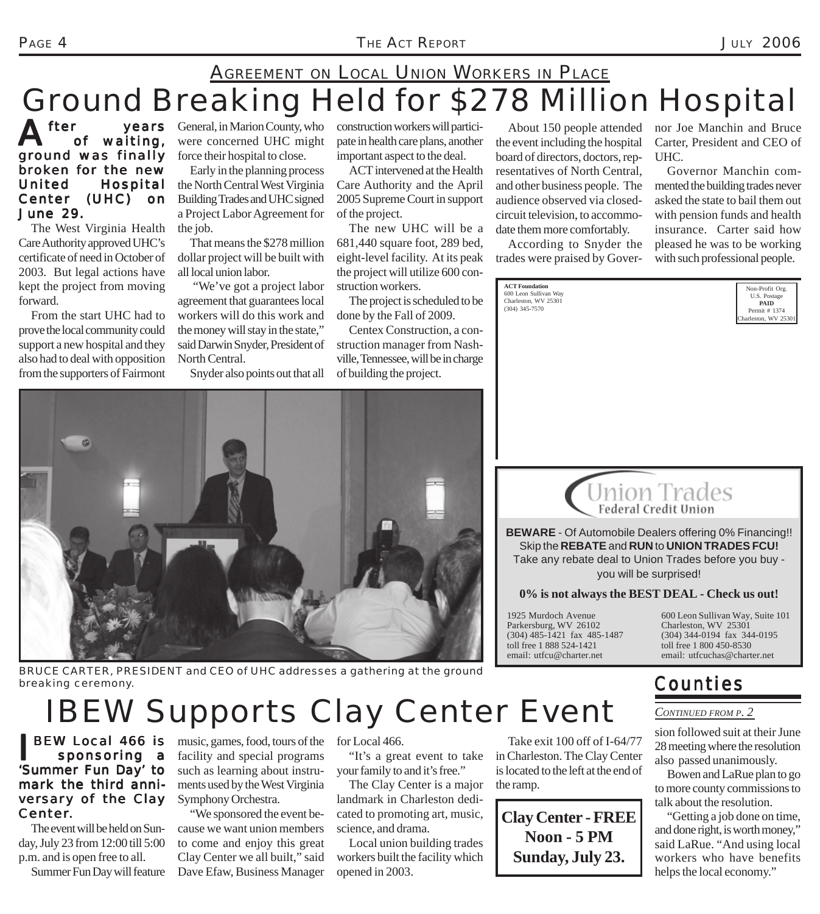AGREEMENT ON LOCAL UNION WORKERS IN PLACE

# Ground Breaking Held for $278 Million Hospital

**After years of waiting, ground was finally broken for the new United Hospital Center (UHC) on June 29.**

The West Virginia Health Care Authority approved UHC's certificate of need in October of 2003. But legal actions have kept the project from moving forward.

From the start UHC had to prove the local community could support a new hospital and they also had to deal with opposition from the supporters of Fairmont General, in Marion County, who were concerned UHC might force their hospital to close.

Early in the planning process the North Central West Virginia Building Trades and UHC signed a Project Labor Agreement for the job.

That means the $278 million dollar project will be built with all local union labor.

"We've got a project labor agreement that guarantees local workers will do this work and the money will stay in the state," said Darwin Snyder, President of North Central.

Snyder also points out that all construction workers will participate in health care plans, another important aspect to the deal.

ACT intervened at the Health Care Authority and the April 2005 Supreme Court in support of the project.

The new UHC will be a 681,440 square foot, 289 bed, eight-level facility. At its peak the project will utilize 600 construction workers.

The project is scheduled to be done by the Fall of 2009.

Centex Construction, a construction manager from Nashville, Tennessee, will be in charge of building the project.

About 150 people attended the event including the hospital board of directors, doctors, representatives of North Central, and other business people. The audience observed via closed-circuit television, to accommodate them more comfortably.

According to Snyder the trades were praised by Governor Joe Manchin and Bruce Carter, President and CEO of UHC.

Governor Manchin commented the building trades never asked the state to bail them out with pension funds and health insurance. Carter said how pleased he was to be working with such professional people.

BRUCE CARTER, PRESIDENT and CEO of UHC addresses a gathering at the ground breaking ceremony.

ACT Foundation
600 Leon Sullivan Way
Charleston, WV 25301
(304) 345-7570

Non-Profit Org.
U.S. Postage
**PAID**
Permit # 1374
Charleston, WV 25301

**Union Trades**
Federal Credit Union

**BEWARE** - Of Automobile Dealers offering 0% Financing!! Skip the **REBATE** and **RUN** to **UNION TRADES FCU!** Take any rebate deal to Union Trades before you buy - you will be surprised!

**0% is not always the BEST DEAL - Check us out!**

1925 Murdoch Avenue
Parkersburg, WV 26102
(304) 485-1421 fax 485-1487
toll free 1 888 524-1421
email: utfcu@charter.net

600 Leon Sullivan Way, Suite 101
Charleston, WV 25301
(304) 344-0194 fax 344-0195
toll free 1 800 450-8530
email: utfcuchas@charter.net

# IBEW Supports Clay Center Event

**IBEW Local 466 is sponsoring a 'Summer Fun Day' to mark the third anniversary of the Clay Center.**

The event will be held on Sunday, July 23 from 12:00 till 5:00 p.m. and is open free to all.

Summer Fun Day will feature music, games, food, tours of the facility and special programs such as learning about instruments used by the West Virginia Symphony Orchestra.

"We sponsored the event because we want union members to come and enjoy this great Clay Center we all built," said Dave Efaw, Business Manager for Local 466.

"It's a great event to take your family to and it's free."

The Clay Center is a major landmark in Charleston dedicated to promoting art, music, science, and drama.

Local union building trades workers built the facility which opened in 2003.

Take exit 100 off of I-64/77 in Charleston. The Clay Center is located to the left at the end of the ramp.

**Clay Center - FREE**
**Noon - 5 PM**
**Sunday, July 23.**

## Counties

*CONTINUED FROM P. 2*

sion followed suit at their June 28 meeting where the resolution also passed unanimously.

Bowen and LaRue plan to go to more county commissions to talk about the resolution.

"Getting a job done on time, and done right, is worth money," said LaRue. "And using local workers who have benefits helps the local economy."